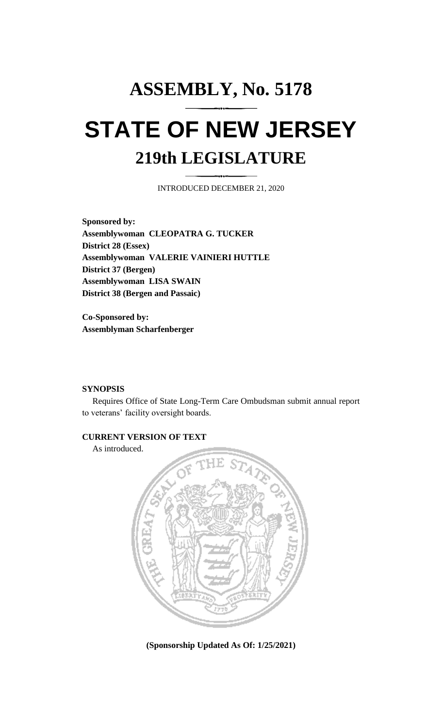# ASSEMBLY, No. 5178

# STATE OF NEW JERSEY

## 219th LEGISLATURE

INTRODUCED DECEMBER 21, 2020

**Sponsored by:**
**Assemblywoman CLEOPATRA G. TUCKER**
**District 28 (Essex)**
**Assemblywoman VALERIE VAINIERI HUTTLE**
**District 37 (Bergen)**
**Assemblywoman LISA SWAIN**
**District 38 (Bergen and Passaic)**

**Co-Sponsored by:**
**Assemblyman Scharfenberger**

**SYNOPSIS**

Requires Office of State Long-Term Care Ombudsman submit annual report to veterans' facility oversight boards.

**CURRENT VERSION OF TEXT**

As introduced.

**(Sponsorship Updated As Of: 1/25/2021)**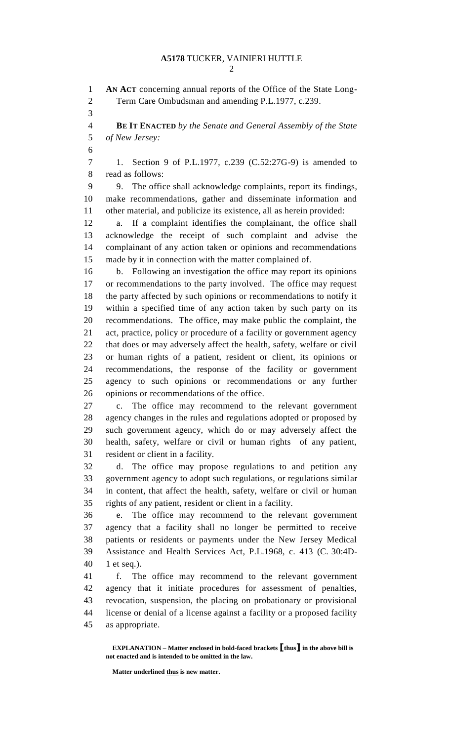**AN ACT** concerning annual reports of the Office of the State Long-Term Care Ombudsman and amending P.L.1977, c.239.

**BE IT ENACTED** *by the Senate and General Assembly of the State of New Jersey:*

1. Section 9 of P.L.1977, c.239 (C.52:27G-9) is amended to read as follows:

9. The office shall acknowledge complaints, report its findings, make recommendations, gather and disseminate information and other material, and publicize its existence, all as herein provided:

a. If a complaint identifies the complainant, the office shall acknowledge the receipt of such complaint and advise the complainant of any action taken or opinions and recommendations made by it in connection with the matter complained of.

b. Following an investigation the office may report its opinions or recommendations to the party involved. The office may request the party affected by such opinions or recommendations to notify it within a specified time of any action taken by such party on its recommendations. The office, may make public the complaint, the act, practice, policy or procedure of a facility or government agency that does or may adversely affect the health, safety, welfare or civil or human rights of a patient, resident or client, its opinions or recommendations, the response of the facility or government agency to such opinions or recommendations or any further opinions or recommendations of the office.

c. The office may recommend to the relevant government agency changes in the rules and regulations adopted or proposed by such government agency, which do or may adversely affect the health, safety, welfare or civil or human rights of any patient, resident or client in a facility.

d. The office may propose regulations to and petition any government agency to adopt such regulations, or regulations similar in content, that affect the health, safety, welfare or civil or human rights of any patient, resident or client in a facility.

e. The office may recommend to the relevant government agency that a facility shall no longer be permitted to receive patients or residents or payments under the New Jersey Medical Assistance and Health Services Act, P.L.1968, c. 413 (C. 30:4D-1 et seq.).

f. The office may recommend to the relevant government agency that it initiate procedures for assessment of penalties, revocation, suspension, the placing on probationary or provisional license or denial of a license against a facility or a proposed facility as appropriate.

**EXPLANATION – Matter enclosed in bold-faced brackets [thus] in the above bill is not enacted and is intended to be omitted in the law.**

**Matter underlined thus is new matter.**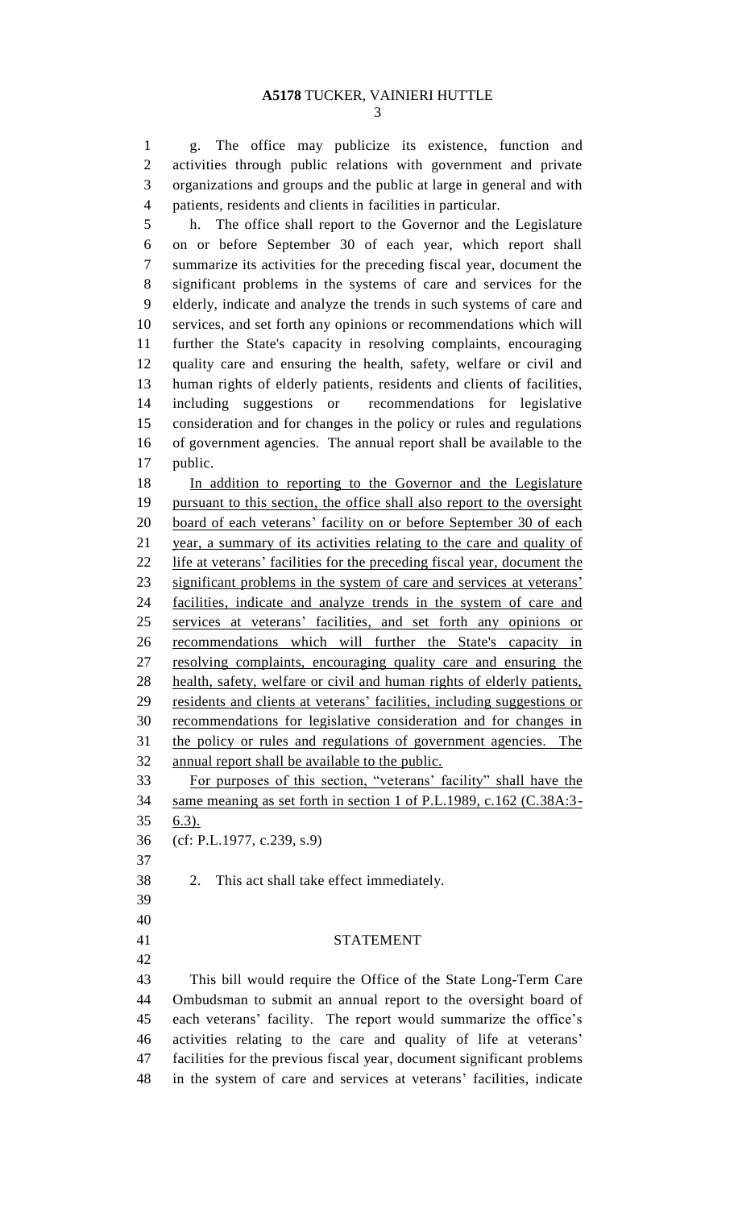g. The office may publicize its existence, function and activities through public relations with government and private organizations and groups and the public at large in general and with patients, residents and clients in facilities in particular.

h. The office shall report to the Governor and the Legislature on or before September 30 of each year, which report shall summarize its activities for the preceding fiscal year, document the significant problems in the systems of care and services for the elderly, indicate and analyze the trends in such systems of care and services, and set forth any opinions or recommendations which will further the State's capacity in resolving complaints, encouraging quality care and ensuring the health, safety, welfare or civil and human rights of elderly patients, residents and clients of facilities, including suggestions or recommendations for legislative consideration and for changes in the policy or rules and regulations of government agencies. The annual report shall be available to the public.

<u>In addition to reporting to the Governor and the Legislature pursuant to this section, the office shall also report to the oversight board of each veterans' facility on or before September 30 of each year, a summary of its activities relating to the care and quality of life at veterans' facilities for the preceding fiscal year, document the significant problems in the system of care and services at veterans' facilities, indicate and analyze trends in the system of care and services at veterans' facilities, and set forth any opinions or recommendations which will further the State's capacity in resolving complaints, encouraging quality care and ensuring the health, safety, welfare or civil and human rights of elderly patients, residents and clients at veterans' facilities, including suggestions or recommendations for legislative consideration and for changes in the policy or rules and regulations of government agencies. The annual report shall be available to the public.</u>

<u>For purposes of this section, "veterans' facility" shall have the same meaning as set forth in section 1 of P.L.1989, c.162 (C.38A:3-6.3).</u>

(cf: P.L.1977, c.239, s.9)

2. This act shall take effect immediately.

STATEMENT

This bill would require the Office of the State Long-Term Care Ombudsman to submit an annual report to the oversight board of each veterans' facility. The report would summarize the office's activities relating to the care and quality of life at veterans' facilities for the previous fiscal year, document significant problems in the system of care and services at veterans' facilities, indicate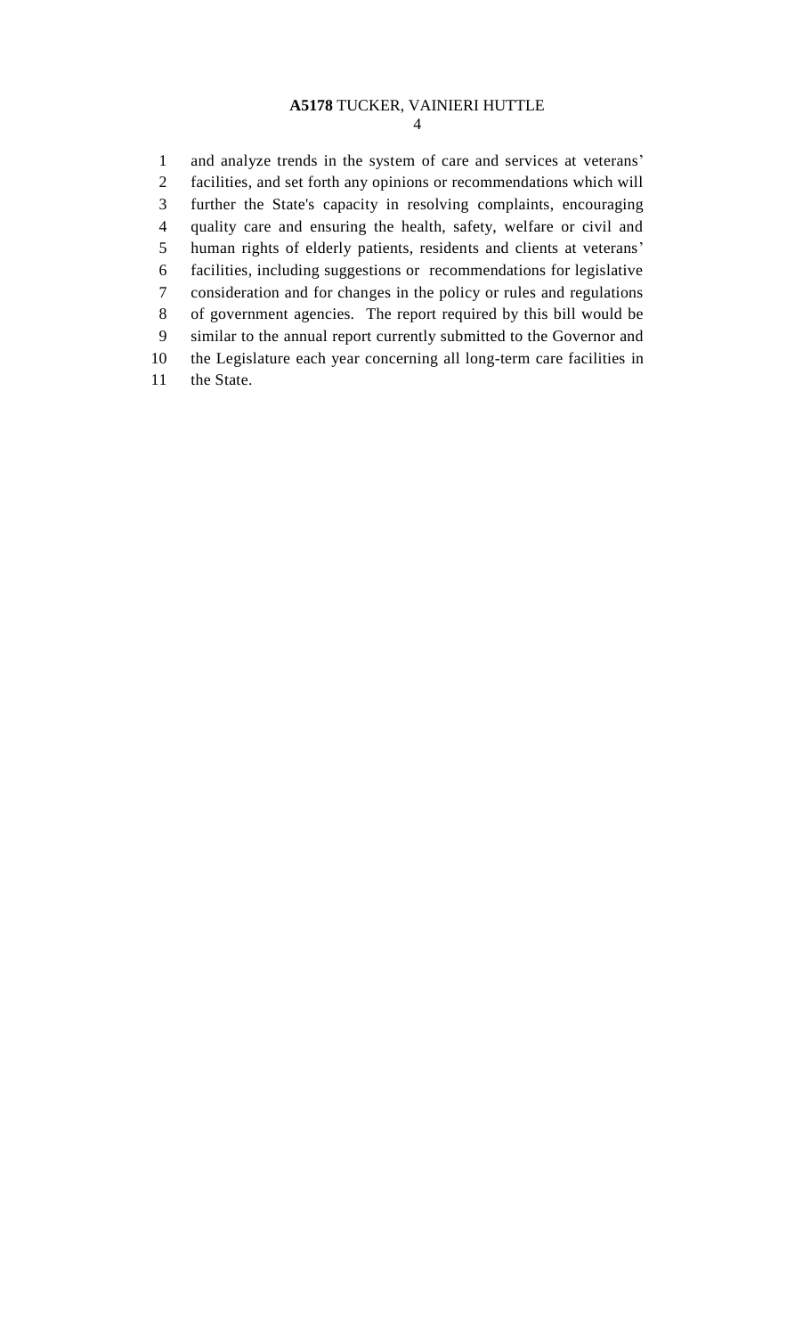and analyze trends in the system of care and services at veterans' facilities, and set forth any opinions or recommendations which will further the State's capacity in resolving complaints, encouraging quality care and ensuring the health, safety, welfare or civil and human rights of elderly patients, residents and clients at veterans' facilities, including suggestions or recommendations for legislative consideration and for changes in the policy or rules and regulations of government agencies. The report required by this bill would be similar to the annual report currently submitted to the Governor and the Legislature each year concerning all long-term care facilities in the State.